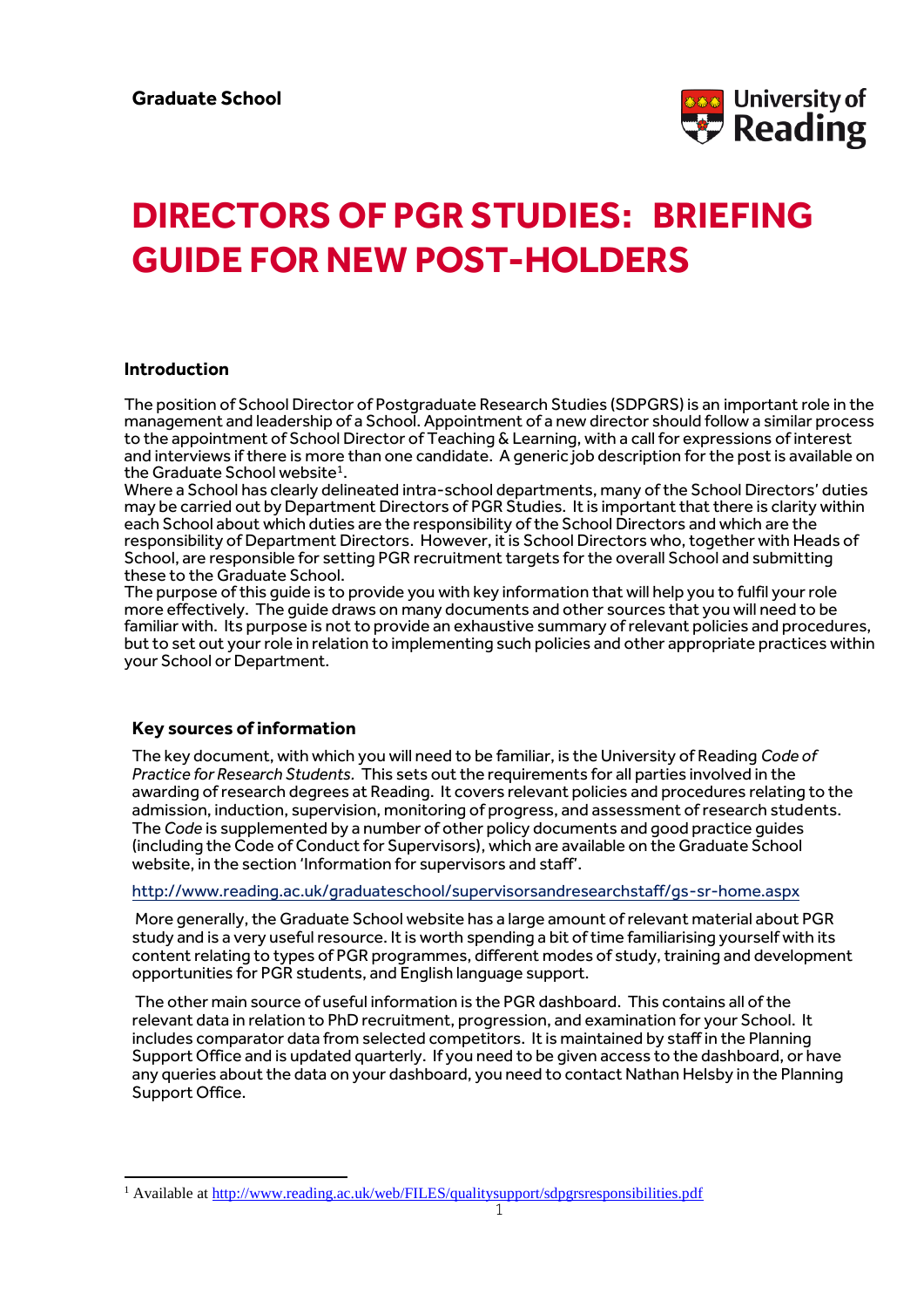Graduate School

# DIRECTORS OF PGR STUDIES: BRIEFING GUIDE FOR NEW POST-HOLDERS

## Introduction

The position of School Director of Postgraduate Research Studies (SDPGRS) is an important role in the management and leadership of a School. Appointment of a new director should follow a similar process to the appointment of School Director of Teaching & Learning, with a call for expressions of interest and interviews if there is more than one candidate. A generic job description for the post is available on the Graduate School website[1].

Where a School has clearly delineated intra-school departments, many of the School Directors' duties may be carried out by Department Directors of PGR Studies. It is important that there is clarity within each School about which duties are the responsibility of the School Directors and which are the responsibility of Department Directors. However, it is School Directors who, together with Heads of School, are responsible for setting PGR recruitment targets for the overall School and submitting these to the Graduate School.

The purpose of this guide is to provide you with key information that will help you to fulfil your role more effectively. The guide draws on many documents and other sources that you will need to be familiar with. Its purpose is not to provide an exhaustive summary of relevant policies and procedures, but to set out your role in relation to implementing such policies and other appropriate practices within your School or Department.

## Key sources of information

The key document, with which you will need to be familiar, is the University of Reading *Code of Practice for Research Students*. This sets out the requirements for all parties involved in the awarding of research degrees at Reading. It covers relevant policies and procedures relating to the admission, induction, supervision, monitoring of progress, and assessment of research students. The *Code* is supplemented by a number of other policy documents and good practice guides (including the Code of Conduct for Supervisors), which are available on the Graduate School website, in the section 'Information for supervisors and staff'.

http://www.reading.ac.uk/graduateschool/supervisorsandresearchstaff/gs-sr-home.aspx

More generally, the Graduate School website has a large amount of relevant material about PGR study and is a very useful resource. It is worth spending a bit of time familiarising yourself with its content relating to types of PGR programmes, different modes of study, training and development opportunities for PGR students, and English language support.

The other main source of useful information is the PGR dashboard. This contains all of the relevant data in relation to PhD recruitment, progression, and examination for your School. It includes comparator data from selected competitors. It is maintained by staff in the Planning Support Office and is updated quarterly. If you need to be given access to the dashboard, or have any queries about the data on your dashboard, you need to contact Nathan Helsby in the Planning Support Office.

---

[1] Available at http://www.reading.ac.uk/web/FILES/qualitysupport/sdpgrsresponsibilities.pdf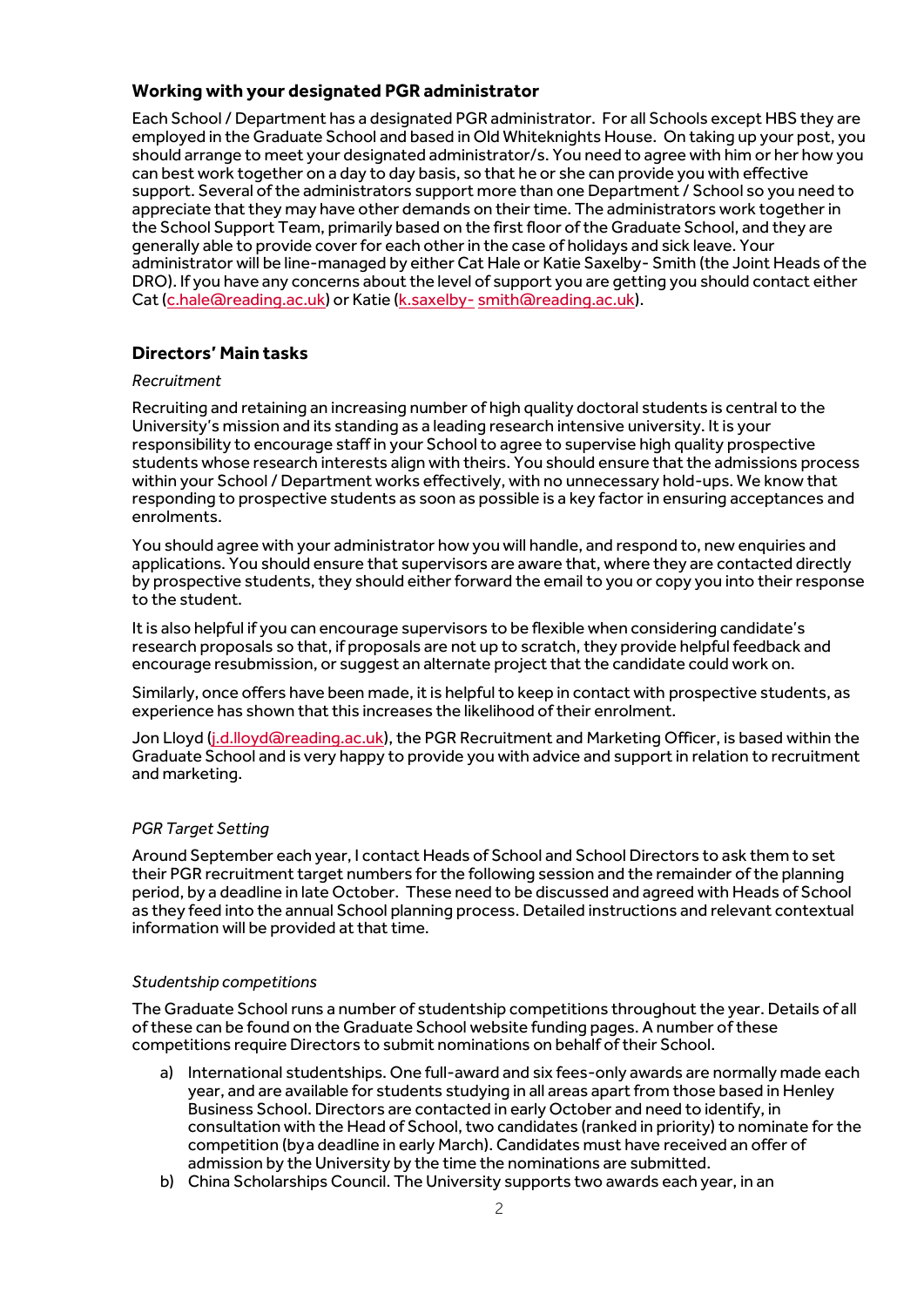## Working with your designated PGR administrator

Each School / Department has a designated PGR administrator. For all Schools except HBS they are employed in the Graduate School and based in Old Whiteknights House. On taking up your post, you should arrange to meet your designated administrator/s. You need to agree with him or her how you can best work together on a day to day basis, so that he or she can provide you with effective support. Several of the administrators support more than one Department / School so you need to appreciate that they may have other demands on their time. The administrators work together in the School Support Team, primarily based on the first floor of the Graduate School, and they are generally able to provide cover for each other in the case of holidays and sick leave. Your administrator will be line-managed by either Cat Hale or Katie Saxelby- Smith (the Joint Heads of the DRO). If you have any concerns about the level of support you are getting you should contact either Cat (c.hale@reading.ac.uk) or Katie (k.saxelby- smith@reading.ac.uk).

## Directors' Main tasks

*Recruitment*

Recruiting and retaining an increasing number of high quality doctoral students is central to the University's mission and its standing as a leading research intensive university. It is your responsibility to encourage staff in your School to agree to supervise high quality prospective students whose research interests align with theirs. You should ensure that the admissions process within your School / Department works effectively, with no unnecessary hold-ups. We know that responding to prospective students as soon as possible is a key factor in ensuring acceptances and enrolments.

You should agree with your administrator how you will handle, and respond to, new enquiries and applications. You should ensure that supervisors are aware that, where they are contacted directly by prospective students, they should either forward the email to you or copy you into their response to the student.

It is also helpful if you can encourage supervisors to be flexible when considering candidate's research proposals so that, if proposals are not up to scratch, they provide helpful feedback and encourage resubmission, or suggest an alternate project that the candidate could work on.

Similarly, once offers have been made, it is helpful to keep in contact with prospective students, as experience has shown that this increases the likelihood of their enrolment.

Jon Lloyd (j.d.lloyd@reading.ac.uk), the PGR Recruitment and Marketing Officer, is based within the Graduate School and is very happy to provide you with advice and support in relation to recruitment and marketing.

*PGR Target Setting*

Around September each year, I contact Heads of School and School Directors to ask them to set their PGR recruitment target numbers for the following session and the remainder of the planning period, by a deadline in late October. These need to be discussed and agreed with Heads of School as they feed into the annual School planning process. Detailed instructions and relevant contextual information will be provided at that time.

*Studentship competitions*

The Graduate School runs a number of studentship competitions throughout the year. Details of all of these can be found on the Graduate School website funding pages. A number of these competitions require Directors to submit nominations on behalf of their School.

a) International studentships. One full-award and six fees-only awards are normally made each year, and are available for students studying in all areas apart from those based in Henley Business School. Directors are contacted in early October and need to identify, in consultation with the Head of School, two candidates (ranked in priority) to nominate for the competition (bya deadline in early March). Candidates must have received an offer of admission by the University by the time the nominations are submitted.
b) China Scholarships Council. The University supports two awards each year, in an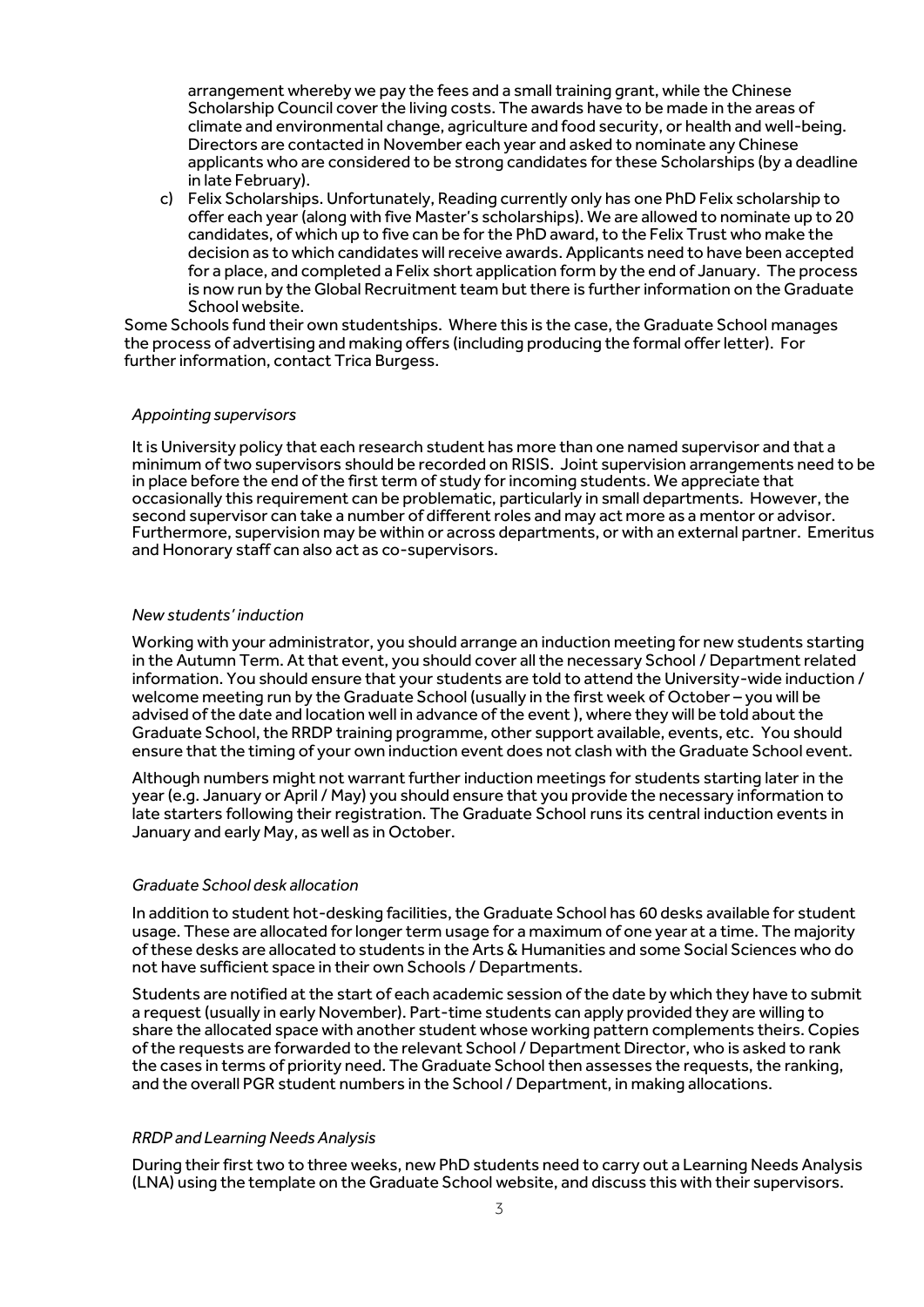arrangement whereby we pay the fees and a small training grant, while the Chinese Scholarship Council cover the living costs. The awards have to be made in the areas of climate and environmental change, agriculture and food security, or health and well-being. Directors are contacted in November each year and asked to nominate any Chinese applicants who are considered to be strong candidates for these Scholarships (by a deadline in late February).

c) Felix Scholarships. Unfortunately, Reading currently only has one PhD Felix scholarship to offer each year (along with five Master's scholarships). We are allowed to nominate up to 20 candidates, of which up to five can be for the PhD award, to the Felix Trust who make the decision as to which candidates will receive awards. Applicants need to have been accepted for a place, and completed a Felix short application form by the end of January. The process is now run by the Global Recruitment team but there is further information on the Graduate School website.

Some Schools fund their own studentships. Where this is the case, the Graduate School manages the process of advertising and making offers (including producing the formal offer letter). For further information, contact Trica Burgess.

*Appointing supervisors*

It is University policy that each research student has more than one named supervisor and that a minimum of two supervisors should be recorded on RISIS. Joint supervision arrangements need to be in place before the end of the first term of study for incoming students. We appreciate that occasionally this requirement can be problematic, particularly in small departments. However, the second supervisor can take a number of different roles and may act more as a mentor or advisor. Furthermore, supervision may be within or across departments, or with an external partner. Emeritus and Honorary staff can also act as co-supervisors.

*New students' induction*

Working with your administrator, you should arrange an induction meeting for new students starting in the Autumn Term. At that event, you should cover all the necessary School / Department related information. You should ensure that your students are told to attend the University-wide induction / welcome meeting run by the Graduate School (usually in the first week of October – you will be advised of the date and location well in advance of the event ), where they will be told about the Graduate School, the RRDP training programme, other support available, events, etc. You should ensure that the timing of your own induction event does not clash with the Graduate School event.

Although numbers might not warrant further induction meetings for students starting later in the year (e.g. January or April / May) you should ensure that you provide the necessary information to late starters following their registration. The Graduate School runs its central induction events in January and early May, as well as in October.

*Graduate School desk allocation*

In addition to student hot-desking facilities, the Graduate School has 60 desks available for student usage. These are allocated for longer term usage for a maximum of one year at a time. The majority of these desks are allocated to students in the Arts & Humanities and some Social Sciences who do not have sufficient space in their own Schools / Departments.

Students are notified at the start of each academic session of the date by which they have to submit a request (usually in early November). Part-time students can apply provided they are willing to share the allocated space with another student whose working pattern complements theirs. Copies of the requests are forwarded to the relevant School / Department Director, who is asked to rank the cases in terms of priority need. The Graduate School then assesses the requests, the ranking, and the overall PGR student numbers in the School / Department, in making allocations.

*RRDP and Learning Needs Analysis*

During their first two to three weeks, new PhD students need to carry out a Learning Needs Analysis (LNA) using the template on the Graduate School website, and discuss this with their supervisors.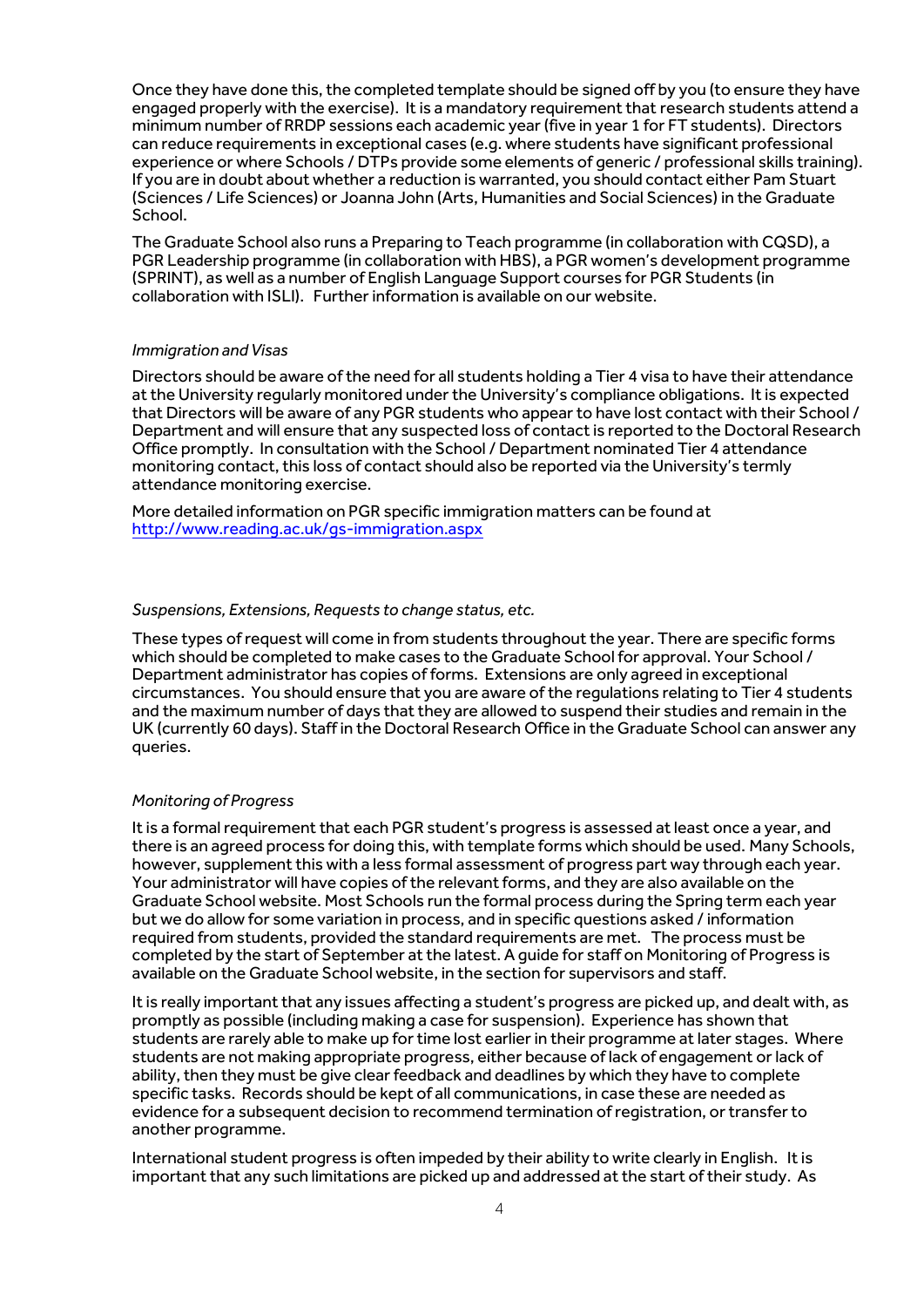Once they have done this, the completed template should be signed off by you (to ensure they have engaged properly with the exercise). It is a mandatory requirement that research students attend a minimum number of RRDP sessions each academic year (five in year 1 for FT students). Directors can reduce requirements in exceptional cases (e.g. where students have significant professional experience or where Schools / DTPs provide some elements of generic / professional skills training). If you are in doubt about whether a reduction is warranted, you should contact either Pam Stuart (Sciences / Life Sciences) or Joanna John (Arts, Humanities and Social Sciences) in the Graduate School.

The Graduate School also runs a Preparing to Teach programme (in collaboration with CQSD), a PGR Leadership programme (in collaboration with HBS), a PGR women's development programme (SPRINT), as well as a number of English Language Support courses for PGR Students (in collaboration with ISLI). Further information is available on our website.

*Immigration and Visas*

Directors should be aware of the need for all students holding a Tier 4 visa to have their attendance at the University regularly monitored under the University's compliance obligations. It is expected that Directors will be aware of any PGR students who appear to have lost contact with their School / Department and will ensure that any suspected loss of contact is reported to the Doctoral Research Office promptly. In consultation with the School / Department nominated Tier 4 attendance monitoring contact, this loss of contact should also be reported via the University's termly attendance monitoring exercise.

More detailed information on PGR specific immigration matters can be found at http://www.reading.ac.uk/gs-immigration.aspx

*Suspensions, Extensions, Requests to change status, etc.*

These types of request will come in from students throughout the year. There are specific forms which should be completed to make cases to the Graduate School for approval. Your School / Department administrator has copies of forms. Extensions are only agreed in exceptional circumstances. You should ensure that you are aware of the regulations relating to Tier 4 students and the maximum number of days that they are allowed to suspend their studies and remain in the UK (currently 60 days). Staff in the Doctoral Research Office in the Graduate School can answer any queries.

*Monitoring of Progress*

It is a formal requirement that each PGR student's progress is assessed at least once a year, and there is an agreed process for doing this, with template forms which should be used. Many Schools, however, supplement this with a less formal assessment of progress part way through each year. Your administrator will have copies of the relevant forms, and they are also available on the Graduate School website. Most Schools run the formal process during the Spring term each year but we do allow for some variation in process, and in specific questions asked / information required from students, provided the standard requirements are met. The process must be completed by the start of September at the latest. A guide for staff on Monitoring of Progress is available on the Graduate School website, in the section for supervisors and staff.

It is really important that any issues affecting a student's progress are picked up, and dealt with, as promptly as possible (including making a case for suspension). Experience has shown that students are rarely able to make up for time lost earlier in their programme at later stages. Where students are not making appropriate progress, either because of lack of engagement or lack of ability, then they must be give clear feedback and deadlines by which they have to complete specific tasks. Records should be kept of all communications, in case these are needed as evidence for a subsequent decision to recommend termination of registration, or transfer to another programme.

International student progress is often impeded by their ability to write clearly in English. It is important that any such limitations are picked up and addressed at the start of their study. As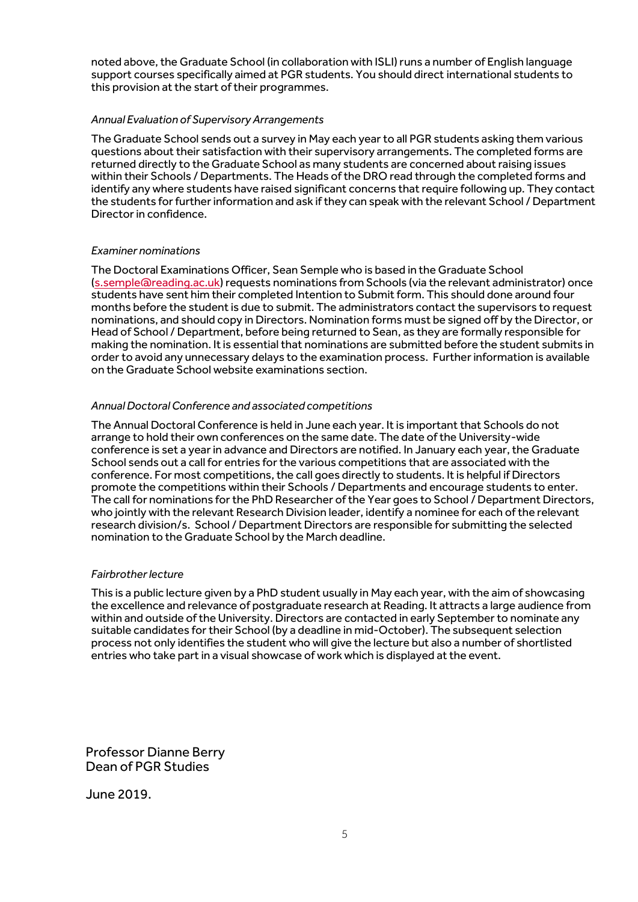noted above, the Graduate School (in collaboration with ISLI) runs a number of English language support courses specifically aimed at PGR students. You should direct international students to this provision at the start of their programmes.

*Annual Evaluation of Supervisory Arrangements*

The Graduate School sends out a survey in May each year to all PGR students asking them various questions about their satisfaction with their supervisory arrangements. The completed forms are returned directly to the Graduate School as many students are concerned about raising issues within their Schools / Departments. The Heads of the DRO read through the completed forms and identify any where students have raised significant concerns that require following up. They contact the students for further information and ask if they can speak with the relevant School / Department Director in confidence.

*Examiner nominations*

The Doctoral Examinations Officer, Sean Semple who is based in the Graduate School (s.semple@reading.ac.uk) requests nominations from Schools (via the relevant administrator) once students have sent him their completed Intention to Submit form. This should done around four months before the student is due to submit. The administrators contact the supervisors to request nominations, and should copy in Directors. Nomination forms must be signed off by the Director, or Head of School / Department, before being returned to Sean, as they are formally responsible for making the nomination. It is essential that nominations are submitted before the student submits in order to avoid any unnecessary delays to the examination process. Further information is available on the Graduate School website examinations section.

*Annual Doctoral Conference and associated competitions*

The Annual Doctoral Conference is held in June each year. It is important that Schools do not arrange to hold their own conferences on the same date. The date of the University-wide conference is set a year in advance and Directors are notified. In January each year, the Graduate School sends out a call for entries for the various competitions that are associated with the conference. For most competitions, the call goes directly to students. It is helpful if Directors promote the competitions within their Schools / Departments and encourage students to enter. The call for nominations for the PhD Researcher of the Year goes to School / Department Directors, who jointly with the relevant Research Division leader, identify a nominee for each of the relevant research division/s. School / Department Directors are responsible for submitting the selected nomination to the Graduate School by the March deadline.

*Fairbrother lecture*

This is a public lecture given by a PhD student usually in May each year, with the aim of showcasing the excellence and relevance of postgraduate research at Reading. It attracts a large audience from within and outside of the University. Directors are contacted in early September to nominate any suitable candidates for their School (by a deadline in mid-October). The subsequent selection process not only identifies the student who will give the lecture but also a number of shortlisted entries who take part in a visual showcase of work which is displayed at the event.

Professor Dianne Berry
Dean of PGR Studies

June 2019.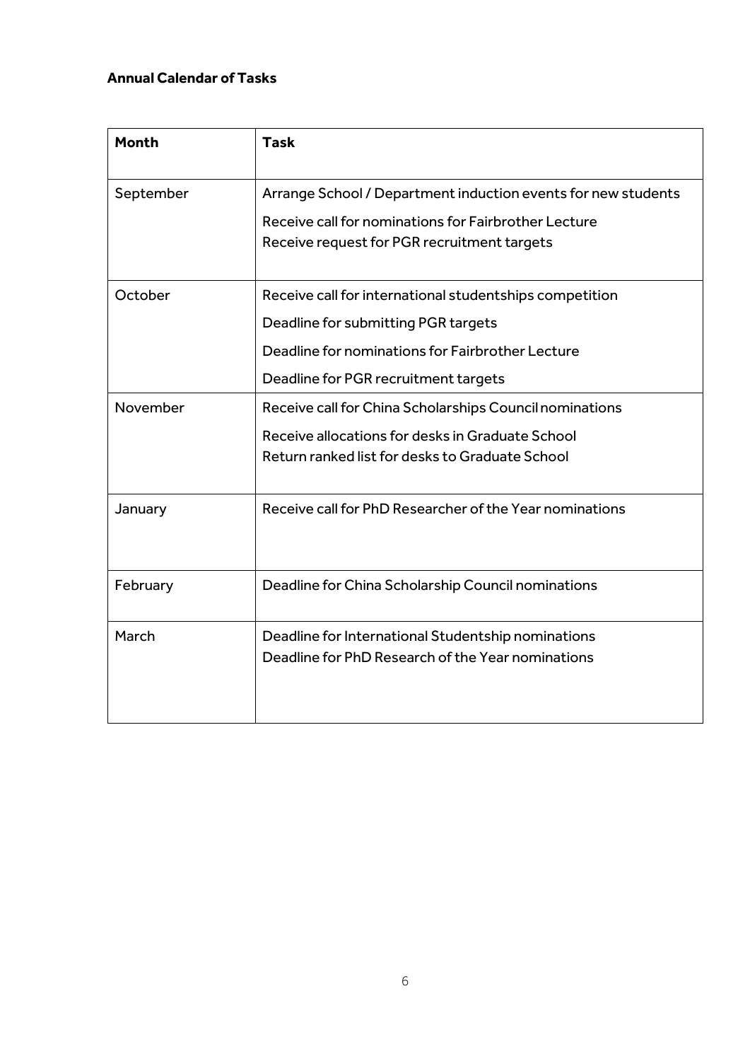**Annual Calendar of Tasks**

| Month | Task |
| --- | --- |
| September | Arrange School / Department induction events for new students<br>Receive call for nominations for Fairbrother Lecture<br>Receive request for PGR recruitment targets |
| October | Receive call for international studentships competition<br>Deadline for submitting PGR targets<br>Deadline for nominations for Fairbrother Lecture<br>Deadline for PGR recruitment targets |
| November | Receive call for China Scholarships Council nominations<br>Receive allocations for desks in Graduate School<br>Return ranked list for desks to Graduate School |
| January | Receive call for PhD Researcher of the Year nominations |
| February | Deadline for China Scholarship Council nominations |
| March | Deadline for International Studentship nominations<br>Deadline for PhD Research of the Year nominations |